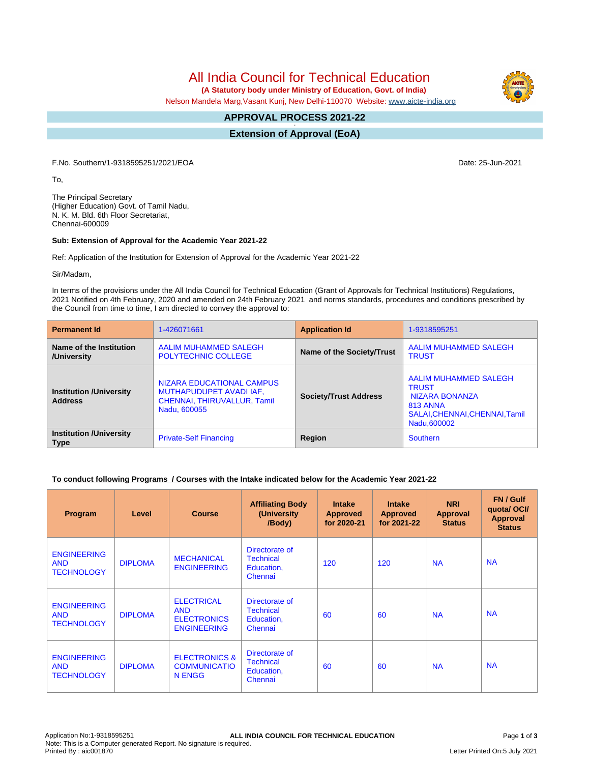# All India Council for Technical Education

**(A Statutory body under Ministry of Education, Govt. of India)**

Nelson Mandela Marg,Vasant Kunj, New Delhi-110070 Website: www.aicte-india.org

## APPROVAL PROCESS 2021-22

## Extension of Approval (EoA)

F.No. Southern/1-9318595251/2021/EOA

Date: 25-Jun-2021

To,

The Principal Secretary
(Higher Education) Govt. of Tamil Nadu,
N. K. M. Bld. 6th Floor Secretariat,
Chennai-600009

**Sub: Extension of Approval for the Academic Year 2021-22**

Ref: Application of the Institution for Extension of Approval for the Academic Year 2021-22

Sir/Madam,

In terms of the provisions under the All India Council for Technical Education (Grant of Approvals for Technical Institutions) Regulations, 2021 Notified on 4th February, 2020 and amended on 24th February 2021 and norms standards, procedures and conditions prescribed by the Council from time to time, I am directed to convey the approval to:

| **Permanent Id** | 1-426071661 | **Application Id** | 1-9318595251 |
|---|---|---|---|
| **Name of the Institution /University** | AALIM MUHAMMED SALEGH POLYTECHNIC COLLEGE | **Name of the Society/Trust** | AALIM MUHAMMED SALEGH TRUST |
| **Institution /University Address** | NIZARA EDUCATIONAL CAMPUS MUTHAPUDUPET AVADI IAF, CHENNAI, THIRUVALLUR, Tamil Nadu, 600055 | **Society/Trust Address** | AALIM MUHAMMED SALEGH TRUST NIZARA BONANZA 813 ANNA SALAI,CHENNAI,CHENNAI,Tamil Nadu,600002 |
| **Institution /University Type** | Private-Self Financing | **Region** | Southern |

**To conduct following Programs / Courses with the Intake indicated below for the Academic Year 2021-22**

| Program | Level | Course | Affiliating Body (University /Body) | Intake Approved for 2020-21 | Intake Approved for 2021-22 | NRI Approval Status | FN / Gulf quota/ OCI/ Approval Status |
|---|---|---|---|---|---|---|---|
| ENGINEERING AND TECHNOLOGY | DIPLOMA | MECHANICAL ENGINEERING | Directorate of Technical Education, Chennai | 120 | 120 | NA | NA |
| ENGINEERING AND TECHNOLOGY | DIPLOMA | ELECTRICAL AND ELECTRONICS ENGINEERING | Directorate of Technical Education, Chennai | 60 | 60 | NA | NA |
| ENGINEERING AND TECHNOLOGY | DIPLOMA | ELECTRONICS & COMMUNICATION ENGG | Directorate of Technical Education, Chennai | 60 | 60 | NA | NA |

Application No:1-9318595251
Note: This is a Computer generated Report. No signature is required.
Printed By : aic001870

Letter Printed On:5 July 2021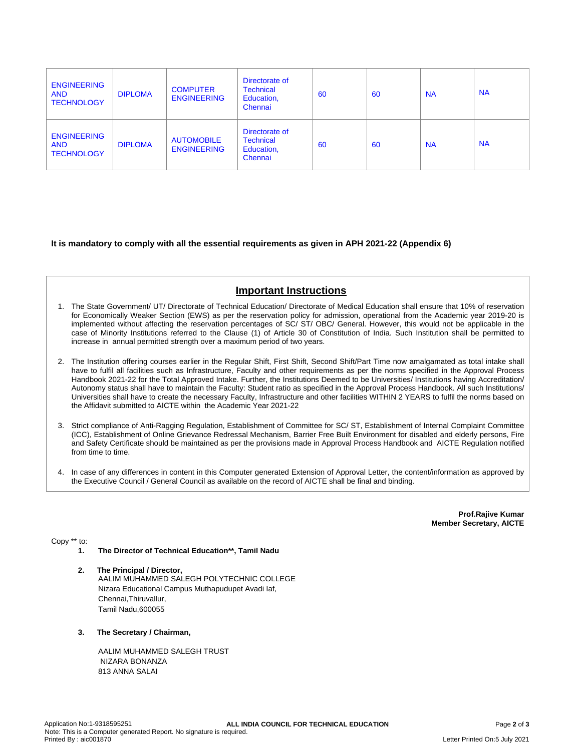| ENGINEERING AND TECHNOLOGY | DIPLOMA | COMPUTER ENGINEERING | Directorate of Technical Education, Chennai | 60 | 60 | NA | NA |
|---|---|---|---|---|---|---|---|
| ENGINEERING AND TECHNOLOGY | DIPLOMA | AUTOMOBILE ENGINEERING | Directorate of Technical Education, Chennai | 60 | 60 | NA | NA |

**It is mandatory to comply with all the essential requirements as given in APH 2021-22 (Appendix 6)**

## Important Instructions

1. The State Government/ UT/ Directorate of Technical Education/ Directorate of Medical Education shall ensure that 10% of reservation for Economically Weaker Section (EWS) as per the reservation policy for admission, operational from the Academic year 2019-20 is implemented without affecting the reservation percentages of SC/ ST/ OBC/ General. However, this would not be applicable in the case of Minority Institutions referred to the Clause (1) of Article 30 of Constitution of India. Such Institution shall be permitted to increase in annual permitted strength over a maximum period of two years.

2. The Institution offering courses earlier in the Regular Shift, First Shift, Second Shift/Part Time now amalgamated as total intake shall have to fulfil all facilities such as Infrastructure, Faculty and other requirements as per the norms specified in the Approval Process Handbook 2021-22 for the Total Approved Intake. Further, the Institutions Deemed to be Universities/ Institutions having Accreditation/ Autonomy status shall have to maintain the Faculty: Student ratio as specified in the Approval Process Handbook. All such Institutions/ Universities shall have to create the necessary Faculty, Infrastructure and other facilities WITHIN 2 YEARS to fulfil the norms based on the Affidavit submitted to AICTE within the Academic Year 2021-22

3. Strict compliance of Anti-Ragging Regulation, Establishment of Committee for SC/ ST, Establishment of Internal Complaint Committee (ICC), Establishment of Online Grievance Redressal Mechanism, Barrier Free Built Environment for disabled and elderly persons, Fire and Safety Certificate should be maintained as per the provisions made in Approval Process Handbook and AICTE Regulation notified from time to time.

4. In case of any differences in content in this Computer generated Extension of Approval Letter, the content/information as approved by the Executive Council / General Council as available on the record of AICTE shall be final and binding.

**Prof.Rajive Kumar**
**Member Secretary, AICTE**

Copy ** to:

1. **The Director of Technical Education**, Tamil Nadu**

2. **The Principal / Director,**
   AALIM MUHAMMED SALEGH POLYTECHNIC COLLEGE
   Nizara Educational Campus Muthapudupet Avadi Iaf,
   Chennai,Thiruvallur,
   Tamil Nadu,600055

3. **The Secretary / Chairman,**

   AALIM MUHAMMED SALEGH TRUST
   NIZARA BONANZA
   813 ANNA SALAI

Application No:1-9318595251

**ALL INDIA COUNCIL FOR TECHNICAL EDUCATION**

Note: This is a Computer generated Report. No signature is required.

Printed By : aic001870

Letter Printed On:5 July 2021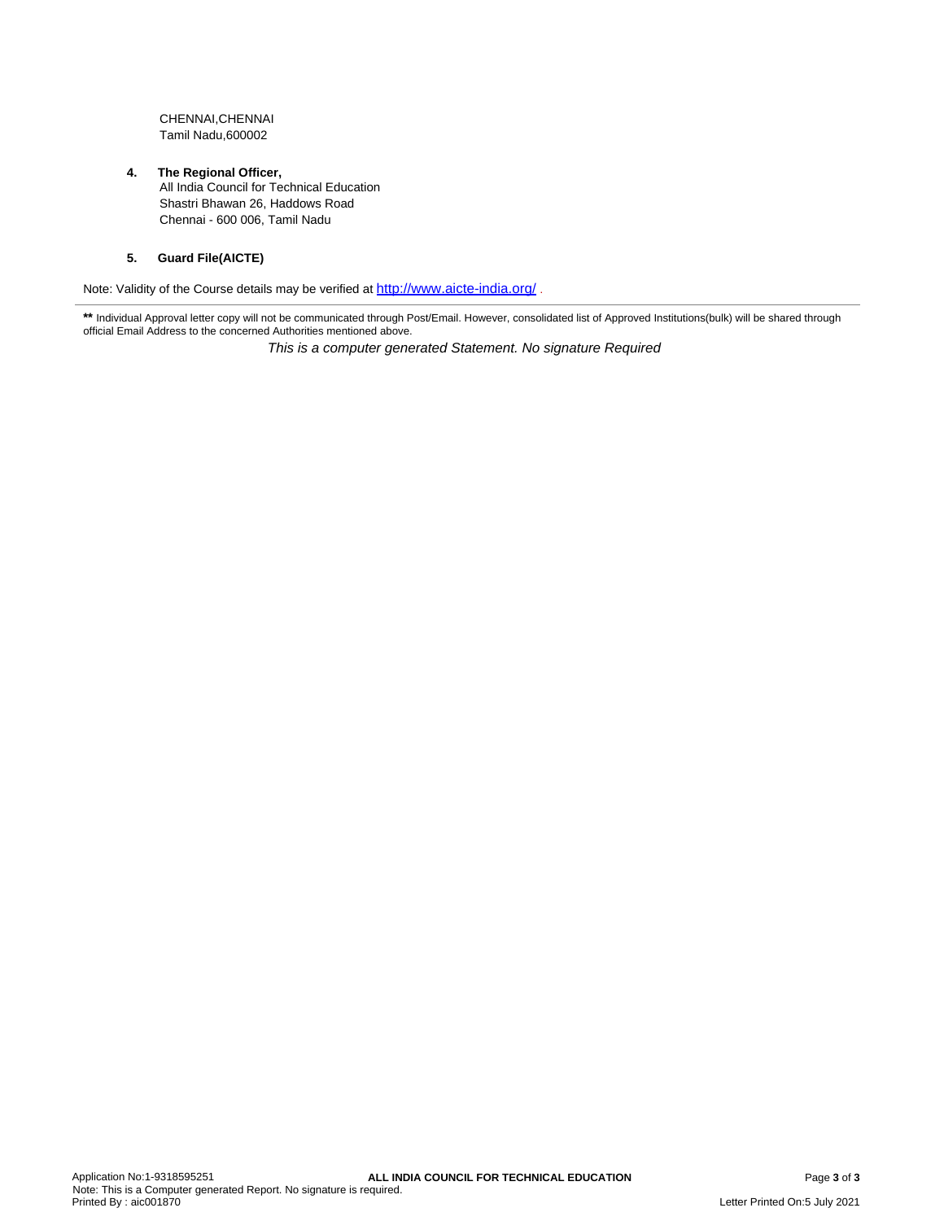CHENNAI,CHENNAI
Tamil Nadu,600002

4. **The Regional Officer,**
   All India Council for Technical Education
   Shastri Bhawan 26, Haddows Road
   Chennai - 600 006, Tamil Nadu

5. **Guard File(AICTE)**

Note: Validity of the Course details may be verified at http://www.aicte-india.org/ .

---

**\*\*** Individual Approval letter copy will not be communicated through Post/Email. However, consolidated list of Approved Institutions(bulk) will be shared through official Email Address to the concerned Authorities mentioned above.

*This is a computer generated Statement. No signature Required*

Application No:1-9318595251
Note: This is a Computer generated Report. No signature is required.
Printed By : aic001870

**ALL INDIA COUNCIL FOR TECHNICAL EDUCATION**

Letter Printed On:5 July 2021